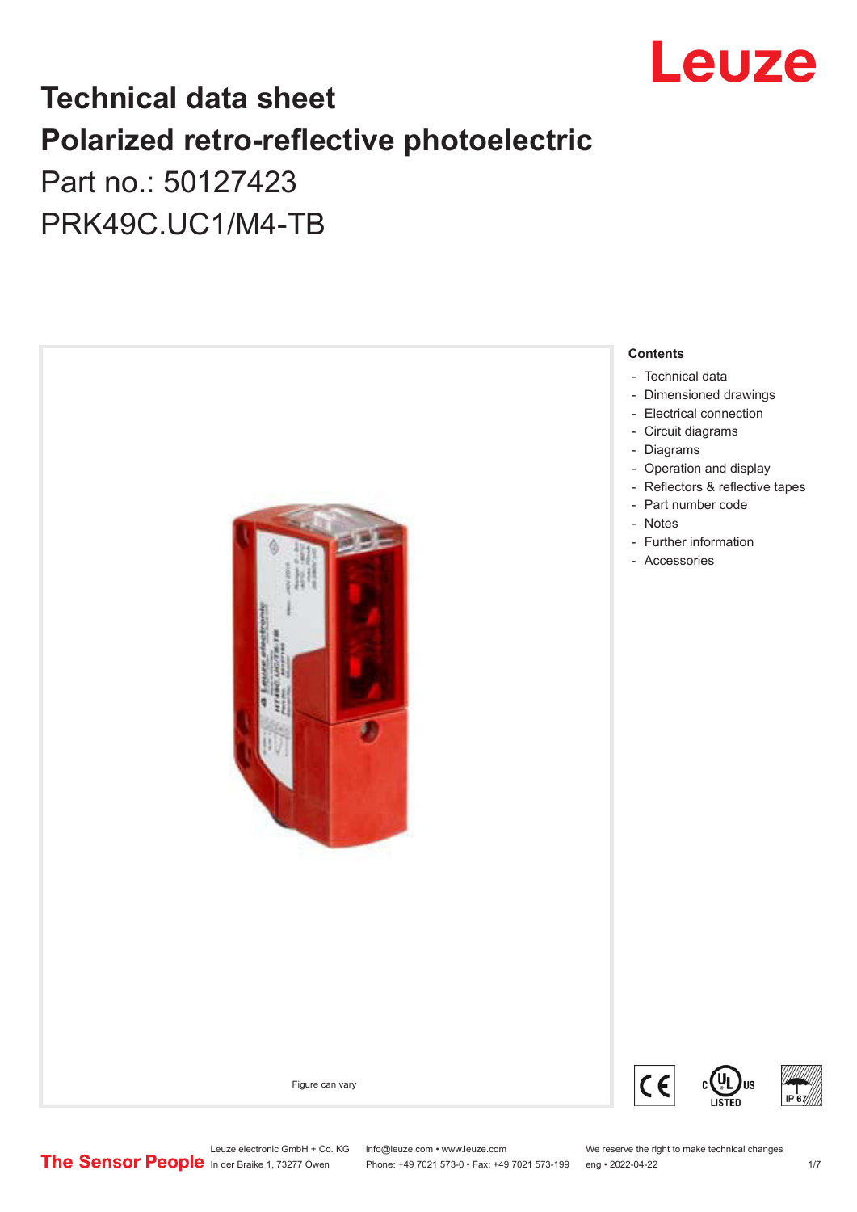# Technical data sheet

# Polarized retro-reflective photoelectric

Part no.: 50127423

PRK49C.UC1/M4-TB

Figure can vary

**Contents**

- Technical data
- Dimensioned drawings
- Electrical connection
- Circuit diagrams
- Diagrams
- Operation and display
- Reflectors & reflective tapes
- Part number code
- Notes
- Further information
- Accessories

Leuze electronic GmbH + Co. KG
In der Braike 1, 73277 Owen

info@leuze.com • www.leuze.com
Phone: +49 7021 573-0 • Fax: +49 7021 573-199

We reserve the right to make technical changes
eng • 2022-04-22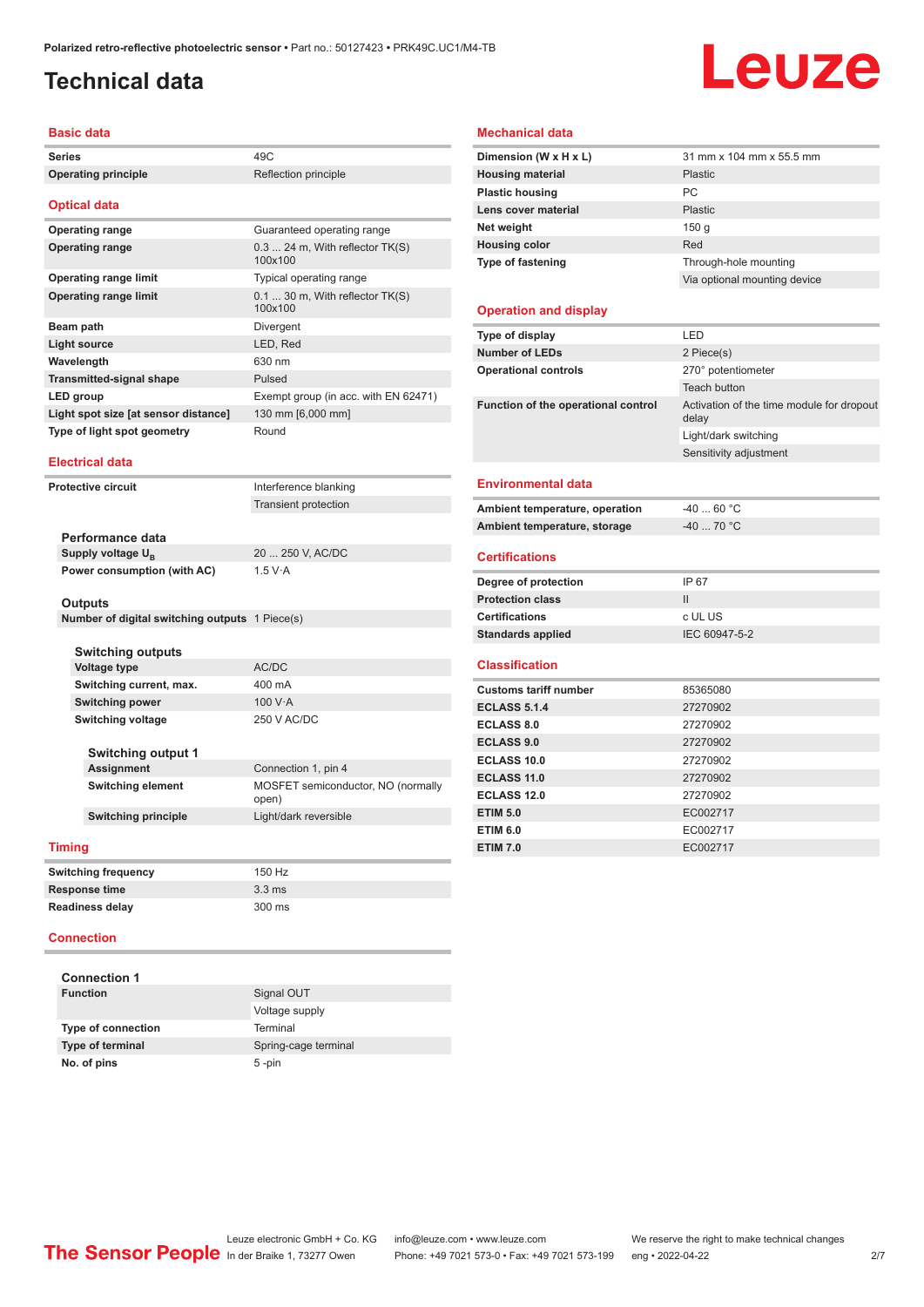# Technical data

## Basic data

| | |
|---|---|
| Series | 49C |
| Operating principle | Reflection principle |

## Optical data

| | |
|---|---|
| Operating range | Guaranteed operating range |
| Operating range | 0.3 ... 24 m, With reflector TK(S) 100x100 |
| Operating range limit | Typical operating range |
| Operating range limit | 0.1 ... 30 m, With reflector TK(S) 100x100 |
| Beam path | Divergent |
| Light source | LED, Red |
| Wavelength | 630 nm |
| Transmitted-signal shape | Pulsed |
| LED group | Exempt group (in acc. with EN 62471) |
| Light spot size [at sensor distance] | 130 mm [6,000 mm] |
| Type of light spot geometry | Round |

## Electrical data

| | |
|---|---|
| Protective circuit | Interference blanking |
| | Transient protection |

### Performance data

| | |
|---|---|
| Supply voltage $U_B$ | 20 ... 250 V, AC/DC |
| Power consumption (with AC) | 1.5 V·A |

### Outputs

| | |
|---|---|
| Number of digital switching outputs | 1 Piece(s) |

### Switching outputs

| | |
|---|---|
| Voltage type | AC/DC |
| Switching current, max. | 400 mA |
| Switching power | 100 V·A |
| Switching voltage | 250 V AC/DC |

### Switching output 1

| | |
|---|---|
| Assignment | Connection 1, pin 4 |
| Switching element | MOSFET semiconductor, NO (normally open) |
| Switching principle | Light/dark reversible |

## Timing

| | |
|---|---|
| Switching frequency | 150 Hz |
| Response time | 3.3 ms |
| Readiness delay | 300 ms |

## Connection

### Connection 1

| | |
|---|---|
| Function | Signal OUT |
| | Voltage supply |
| Type of connection | Terminal |
| Type of terminal | Spring-cage terminal |
| No. of pins | 5 -pin |

## Mechanical data

| | |
|---|---|
| Dimension (W x H x L) | 31 mm x 104 mm x 55.5 mm |
| Housing material | Plastic |
| Plastic housing | PC |
| Lens cover material | Plastic |
| Net weight | 150 g |
| Housing color | Red |
| Type of fastening | Through-hole mounting |
| | Via optional mounting device |

## Operation and display

| | |
|---|---|
| Type of display | LED |
| Number of LEDs | 2 Piece(s) |
| Operational controls | 270° potentiometer |
| | Teach button |
| Function of the operational control | Activation of the time module for dropout delay |
| | Light/dark switching |
| | Sensitivity adjustment |

## Environmental data

| | |
|---|---|
| Ambient temperature, operation | -40 ... 60 °C |
| Ambient temperature, storage | -40 ... 70 °C |

## Certifications

| | |
|---|---|
| Degree of protection | IP 67 |
| Protection class | II |
| Certifications | c UL US |
| Standards applied | IEC 60947-5-2 |

## Classification

| | |
|---|---|
| Customs tariff number | 85365080 |
| ECLASS 5.1.4 | 27270902 |
| ECLASS 8.0 | 27270902 |
| ECLASS 9.0 | 27270902 |
| ECLASS 10.0 | 27270902 |
| ECLASS 11.0 | 27270902 |
| ECLASS 12.0 | 27270902 |
| ETIM 5.0 | EC002717 |
| ETIM 6.0 | EC002717 |
| ETIM 7.0 | EC002717 |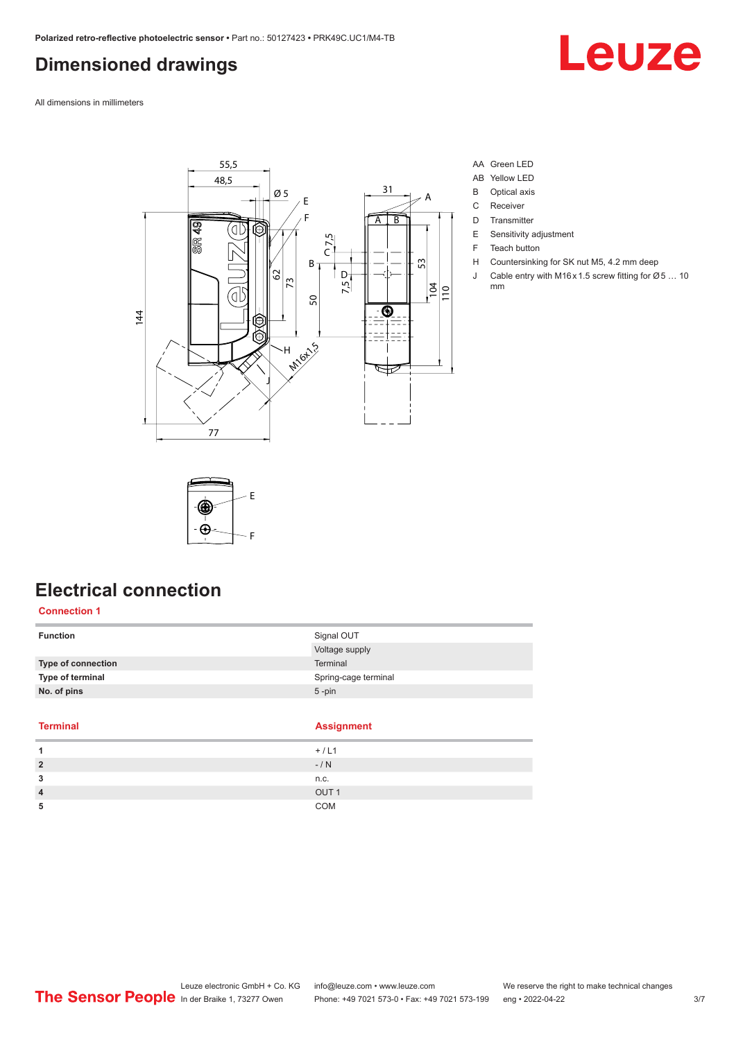## Dimensioned drawings

All dimensions in millimeters

AA Green LED
AB Yellow LED
B Optical axis
C Receiver
D Transmitter
E Sensitivity adjustment
F Teach button
H Countersinking for SK nut M5, 4.2 mm deep
J Cable entry with M16 x 1.5 screw fitting for Ø 5 … 10 mm

## Electrical connection

### Connection 1

| Function | Signal OUT |
|---|---|
| | Voltage supply |
| **Type of connection** | Terminal |
| **Type of terminal** | Spring-cage terminal |
| **No. of pins** | 5 -pin |

| Terminal | Assignment |
|---|---|
| 1 | + / L1 |
| 2 | - / N |
| 3 | n.c. |
| 4 | OUT 1 |
| 5 | COM |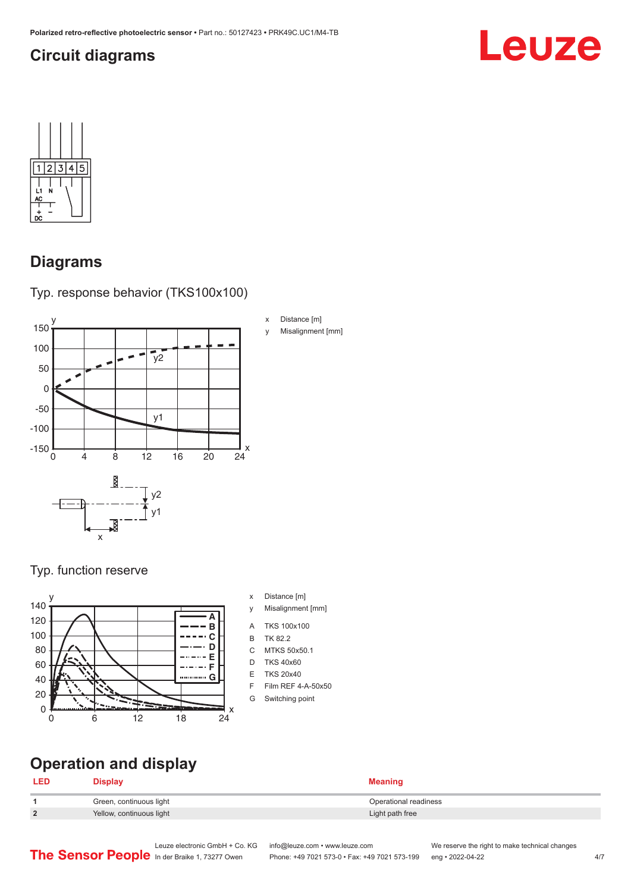## Circuit diagrams

## Diagrams

### Typ. response behavior (TKS100x100)

x Distance [m]
y Misalignment [mm]

### Typ. function reserve

x Distance [m]
y Misalignment [mm]
A TKS 100x100
B TK 82.2
C MTKS 50x50.1
D TKS 40x60
E TKS 20x40
F Film REF 4-A-50x50
G Switching point

## Operation and display

| LED | Display | Meaning |
| --- | --- | --- |
| 1 | Green, continuous light | Operational readiness |
| 2 | Yellow, continuous light | Light path free |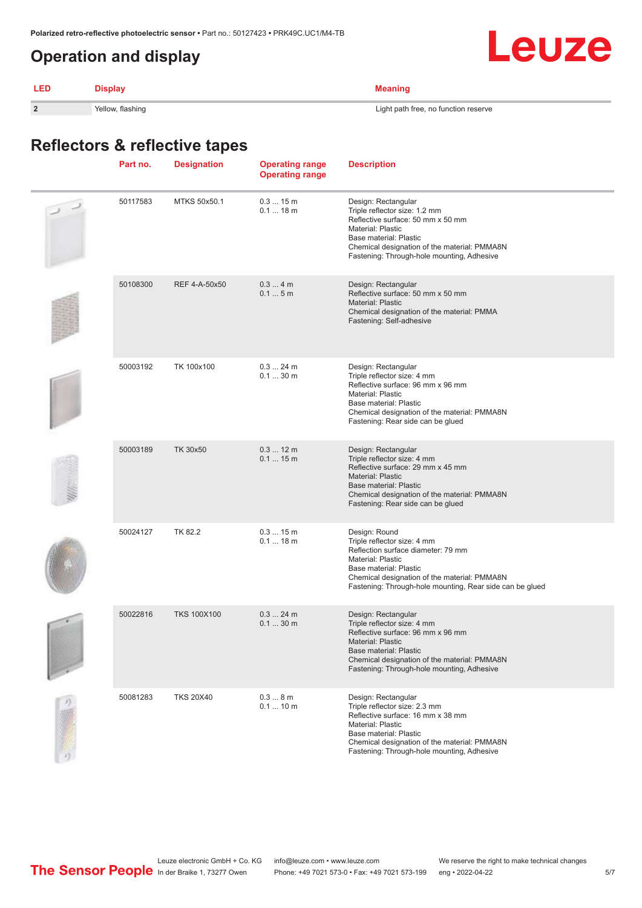## Operation and display

| LED | Display | Meaning |
|---|---|---|
| 2 | Yellow, flashing | Light path free, no function reserve |

## Reflectors & reflective tapes

| | Part no. | Designation | Operating range Operating range | Description |
|---|---|---|---|---|
| | 50117583 | MTKS 50x50.1 | 0.3 ... 15 m<br>0.1 ... 18 m | Design: Rectangular<br>Triple reflector size: 1.2 mm<br>Reflective surface: 50 mm x 50 mm<br>Material: Plastic<br>Base material: Plastic<br>Chemical designation of the material: PMMA8N<br>Fastening: Through-hole mounting, Adhesive |
| | 50108300 | REF 4-A-50x50 | 0.3 ... 4 m<br>0.1 ... 5 m | Design: Rectangular<br>Reflective surface: 50 mm x 50 mm<br>Material: Plastic<br>Chemical designation of the material: PMMA<br>Fastening: Self-adhesive |
| | 50003192 | TK 100x100 | 0.3 ... 24 m<br>0.1 ... 30 m | Design: Rectangular<br>Triple reflector size: 4 mm<br>Reflective surface: 96 mm x 96 mm<br>Material: Plastic<br>Base material: Plastic<br>Chemical designation of the material: PMMA8N<br>Fastening: Rear side can be glued |
| | 50003189 | TK 30x50 | 0.3 ... 12 m<br>0.1 ... 15 m | Design: Rectangular<br>Triple reflector size: 4 mm<br>Reflective surface: 29 mm x 45 mm<br>Material: Plastic<br>Base material: Plastic<br>Chemical designation of the material: PMMA8N<br>Fastening: Rear side can be glued |
| | 50024127 | TK 82.2 | 0.3 ... 15 m<br>0.1 ... 18 m | Design: Round<br>Triple reflector size: 4 mm<br>Reflection surface diameter: 79 mm<br>Material: Plastic<br>Base material: Plastic<br>Chemical designation of the material: PMMA8N<br>Fastening: Through-hole mounting, Rear side can be glued |
| | 50022816 | TKS 100X100 | 0.3 ... 24 m<br>0.1 ... 30 m | Design: Rectangular<br>Triple reflector size: 4 mm<br>Reflective surface: 96 mm x 96 mm<br>Material: Plastic<br>Base material: Plastic<br>Chemical designation of the material: PMMA8N<br>Fastening: Through-hole mounting, Adhesive |
| | 50081283 | TKS 20X40 | 0.3 ... 8 m<br>0.1 ... 10 m | Design: Rectangular<br>Triple reflector size: 2.3 mm<br>Reflective surface: 16 mm x 38 mm<br>Material: Plastic<br>Base material: Plastic<br>Chemical designation of the material: PMMA8N<br>Fastening: Through-hole mounting, Adhesive |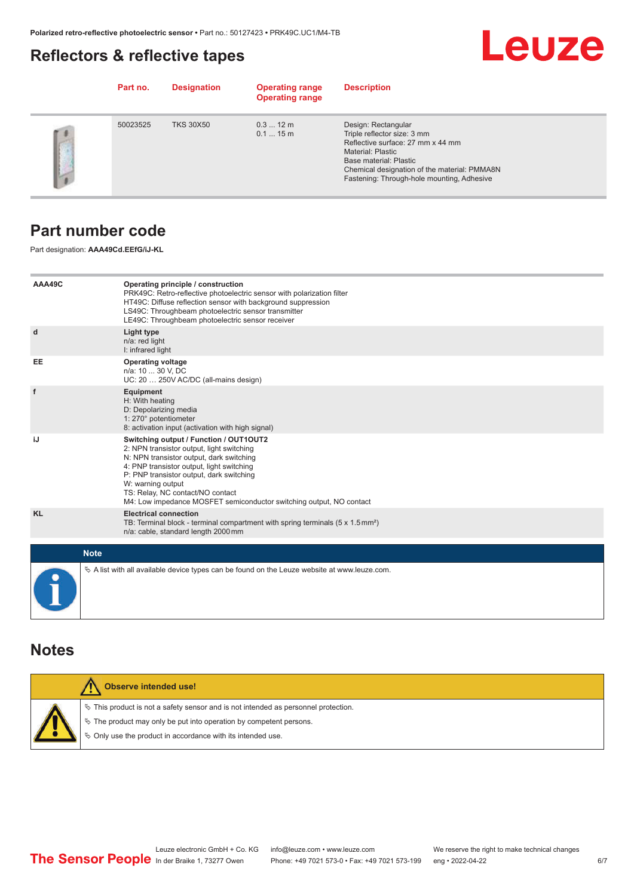## Reflectors & reflective tapes

| | Part no. | Designation | Operating range Operating range | Description |
|---|---|---|---|---|
| | 50023525 | TKS 30X50 | 0.3 ... 12 m<br>0.1 ... 15 m | Design: Rectangular<br>Triple reflector size: 3 mm<br>Reflective surface: 27 mm x 44 mm<br>Material: Plastic<br>Base material: Plastic<br>Chemical designation of the material: PMMA8N<br>Fastening: Through-hole mounting, Adhesive |

## Part number code

Part designation: **AAA49Cd.EEfG/iJ-KL**

| | |
|---|---|
| **AAA49C** | **Operating principle / construction**<br>PRK49C: Retro-reflective photoelectric sensor with polarization filter<br>HT49C: Diffuse reflection sensor with background suppression<br>LS49C: Throughbeam photoelectric sensor transmitter<br>LE49C: Throughbeam photoelectric sensor receiver |
| **d** | **Light type**<br>n/a: red light<br>I: infrared light |
| **EE** | **Operating voltage**<br>n/a: 10 ... 30 V, DC<br>UC: 20 … 250V AC/DC (all-mains design) |
| **f** | **Equipment**<br>H: With heating<br>D: Depolarizing media<br>1: 270° potentiometer<br>8: activation input (activation with high signal) |
| **iJ** | **Switching output / Function / OUT1OUT2**<br>2: NPN transistor output, light switching<br>N: NPN transistor output, dark switching<br>4: PNP transistor output, light switching<br>P: PNP transistor output, dark switching<br>W: warning output<br>TS: Relay, NC contact/NO contact<br>M4: Low impedance MOSFET semiconductor switching output, NO contact |
| **KL** | **Electrical connection**<br>TB: Terminal block - terminal compartment with spring terminals (5 x 1.5 mm²)<br>n/a: cable, standard length 2000 mm |

**Note**

- A list with all available device types can be found on the Leuze website at www.leuze.com.

## Notes

**Observe intended use!**

- This product is not a safety sensor and is not intended as personnel protection.
- The product may only be put into operation by competent persons.
- Only use the product in accordance with its intended use.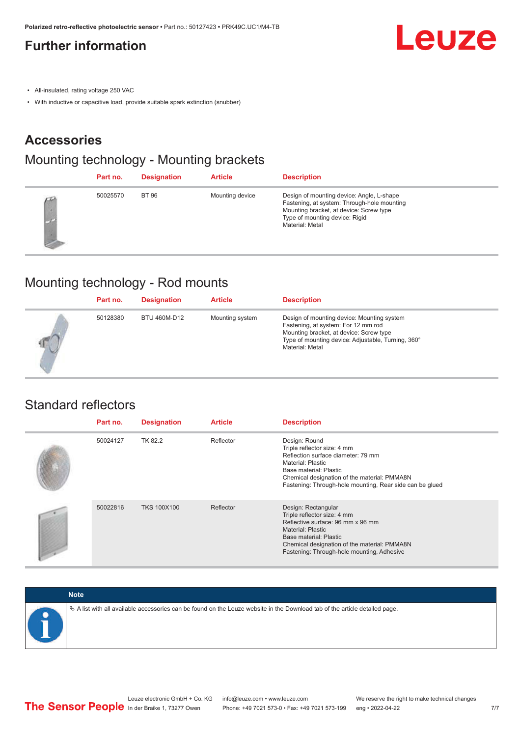# Further information

- All-insulated, rating voltage 250 VAC
- With inductive or capacitive load, provide suitable spark extinction (snubber)

## Accessories

### Mounting technology - Mounting brackets

| | Part no. | Designation | Article | Description |
|---|---|---|---|---|
| | 50025570 | BT 96 | Mounting device | Design of mounting device: Angle, L-shape<br>Fastening, at system: Through-hole mounting<br>Mounting bracket, at device: Screw type<br>Type of mounting device: Rigid<br>Material: Metal |

### Mounting technology - Rod mounts

| | Part no. | Designation | Article | Description |
|---|---|---|---|---|
| | 50128380 | BTU 460M-D12 | Mounting system | Design of mounting device: Mounting system<br>Fastening, at system: For 12 mm rod<br>Mounting bracket, at device: Screw type<br>Type of mounting device: Adjustable, Turning, 360°<br>Material: Metal |

### Standard reflectors

| | Part no. | Designation | Article | Description |
|---|---|---|---|---|
| | 50024127 | TK 82.2 | Reflector | Design: Round<br>Triple reflector size: 4 mm<br>Reflection surface diameter: 79 mm<br>Material: Plastic<br>Base material: Plastic<br>Chemical designation of the material: PMMA8N<br>Fastening: Through-hole mounting, Rear side can be glued |
| | 50022816 | TKS 100X100 | Reflector | Design: Rectangular<br>Triple reflector size: 4 mm<br>Reflective surface: 96 mm x 96 mm<br>Material: Plastic<br>Base material: Plastic<br>Chemical designation of the material: PMMA8N<br>Fastening: Through-hole mounting, Adhesive |

**Note**

↳ A list with all available accessories can be found on the Leuze website in the Download tab of the article detailed page.